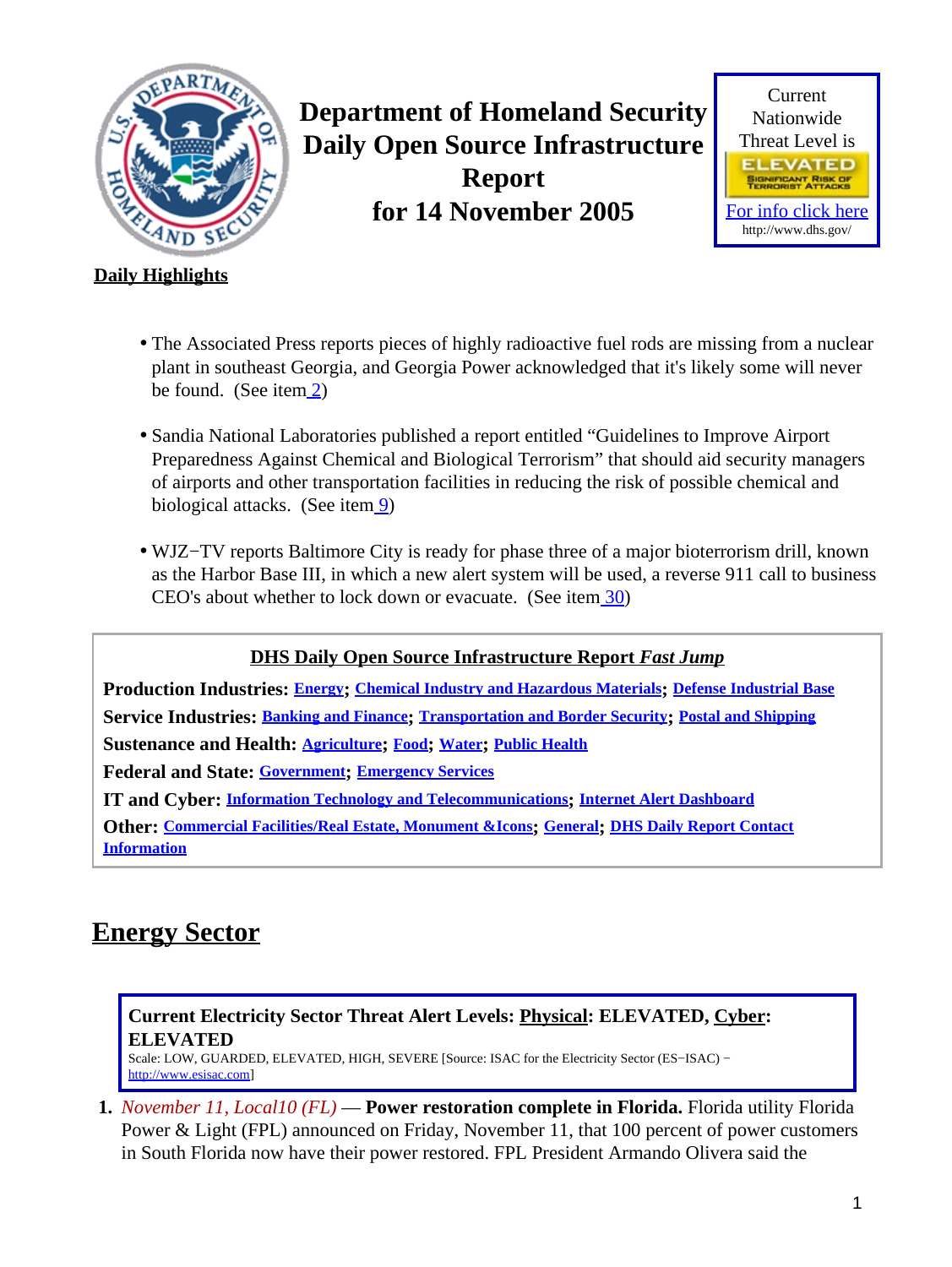# Department of Homeland Security Daily Open Source Infrastructure Report for 14 November 2005

Current Nationwide Threat Level is

ELEVATED
SIGNIFICANT RISK OF TERRORIST ATTACKS

For info click here
http://www.dhs.gov/

**Daily Highlights**

- The Associated Press reports pieces of highly radioactive fuel rods are missing from a nuclear plant in southeast Georgia, and Georgia Power acknowledged that it's likely some will never be found. (See item 2)
- Sandia National Laboratories published a report entitled "Guidelines to Improve Airport Preparedness Against Chemical and Biological Terrorism" that should aid security managers of airports and other transportation facilities in reducing the risk of possible chemical and biological attacks. (See item 9)
- WJZ−TV reports Baltimore City is ready for phase three of a major bioterrorism drill, known as the Harbor Base III, in which a new alert system will be used, a reverse 911 call to business CEO's about whether to lock down or evacuate. (See item 30)

**DHS Daily Open Source Infrastructure Report *Fast Jump***

**Production Industries:** Energy; Chemical Industry and Hazardous Materials; Defense Industrial Base
**Service Industries:** Banking and Finance; Transportation and Border Security; Postal and Shipping
**Sustenance and Health:** Agriculture; Food; Water; Public Health
**Federal and State:** Government; Emergency Services
**IT and Cyber:** Information Technology and Telecommunications; Internet Alert Dashboard
**Other:** Commercial Facilities/Real Estate, Monument &Icons; General; DHS Daily Report Contact Information

## Energy Sector

**Current Electricity Sector Threat Alert Levels: Physical: ELEVATED, Cyber: ELEVATED**
Scale: LOW, GUARDED, ELEVATED, HIGH, SEVERE [Source: ISAC for the Electricity Sector (ES−ISAC) − http://www.esisac.com]

1. *November 11, Local10 (FL)* — **Power restoration complete in Florida.** Florida utility Florida Power & Light (FPL) announced on Friday, November 11, that 100 percent of power customers in South Florida now have their power restored. FPL President Armando Olivera said the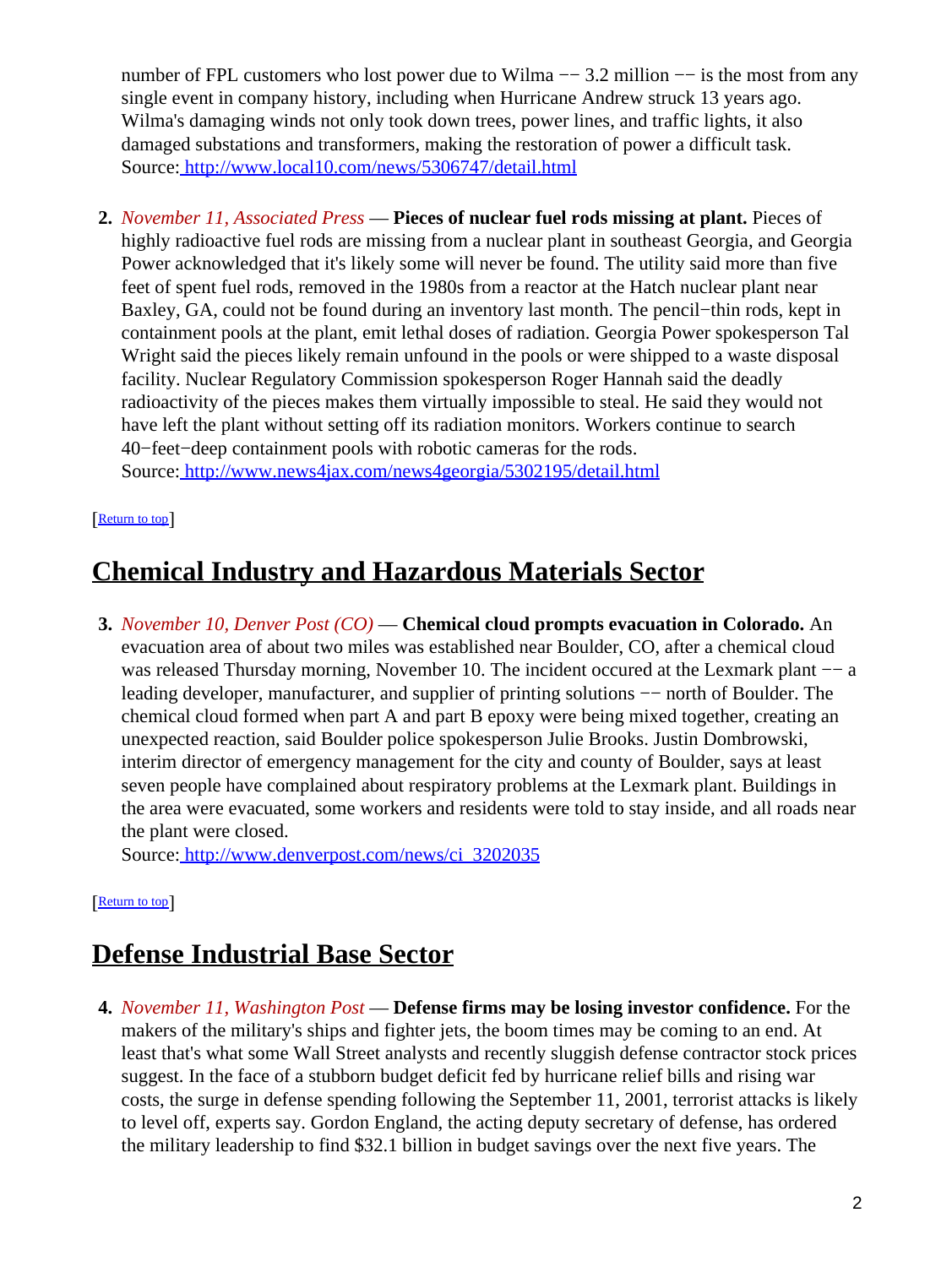number of FPL customers who lost power due to Wilma −− 3.2 million −− is the most from any single event in company history, including when Hurricane Andrew struck 13 years ago. Wilma's damaging winds not only took down trees, power lines, and traffic lights, it also damaged substations and transformers, making the restoration of power a difficult task.
Source: http://www.local10.com/news/5306747/detail.html

2. *November 11, Associated Press* — **Pieces of nuclear fuel rods missing at plant.** Pieces of highly radioactive fuel rods are missing from a nuclear plant in southeast Georgia, and Georgia Power acknowledged that it's likely some will never be found. The utility said more than five feet of spent fuel rods, removed in the 1980s from a reactor at the Hatch nuclear plant near Baxley, GA, could not be found during an inventory last month. The pencil−thin rods, kept in containment pools at the plant, emit lethal doses of radiation. Georgia Power spokesperson Tal Wright said the pieces likely remain unfound in the pools or were shipped to a waste disposal facility. Nuclear Regulatory Commission spokesperson Roger Hannah said the deadly radioactivity of the pieces makes them virtually impossible to steal. He said they would not have left the plant without setting off its radiation monitors. Workers continue to search 40−feet−deep containment pools with robotic cameras for the rods.
Source: http://www.news4jax.com/news4georgia/5302195/detail.html

[Return to top]

## Chemical Industry and Hazardous Materials Sector

3. *November 10, Denver Post (CO)* — **Chemical cloud prompts evacuation in Colorado.** An evacuation area of about two miles was established near Boulder, CO, after a chemical cloud was released Thursday morning, November 10. The incident occured at the Lexmark plant −− a leading developer, manufacturer, and supplier of printing solutions −− north of Boulder. The chemical cloud formed when part A and part B epoxy were being mixed together, creating an unexpected reaction, said Boulder police spokesperson Julie Brooks. Justin Dombrowski, interim director of emergency management for the city and county of Boulder, says at least seven people have complained about respiratory problems at the Lexmark plant. Buildings in the area were evacuated, some workers and residents were told to stay inside, and all roads near the plant were closed.
Source: http://www.denverpost.com/news/ci_3202035

[Return to top]

## Defense Industrial Base Sector

4. *November 11, Washington Post* — **Defense firms may be losing investor confidence.** For the makers of the military's ships and fighter jets, the boom times may be coming to an end. At least that's what some Wall Street analysts and recently sluggish defense contractor stock prices suggest. In the face of a stubborn budget deficit fed by hurricane relief bills and rising war costs, the surge in defense spending following the September 11, 2001, terrorist attacks is likely to level off, experts say. Gordon England, the acting deputy secretary of defense, has ordered the military leadership to find $32.1 billion in budget savings over the next five years. The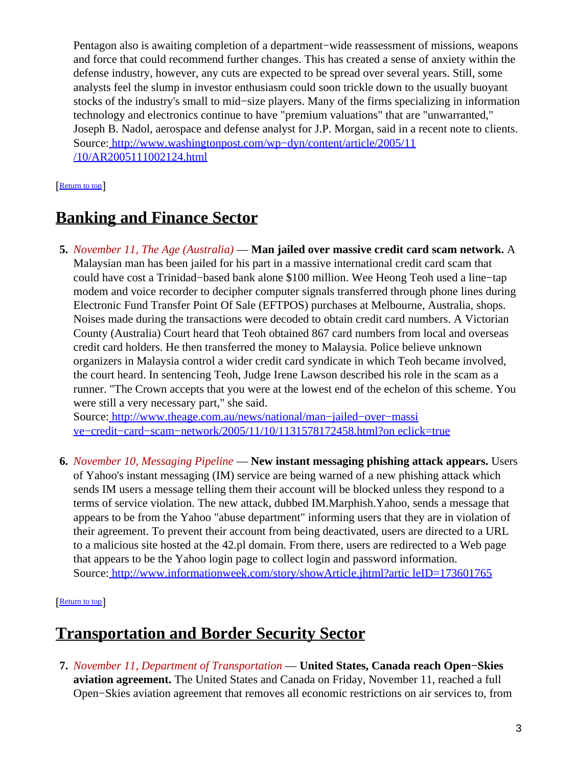Pentagon also is awaiting completion of a department−wide reassessment of missions, weapons and force that could recommend further changes. This has created a sense of anxiety within the defense industry, however, any cuts are expected to be spread over several years. Still, some analysts feel the slump in investor enthusiasm could soon trickle down to the usually buoyant stocks of the industry's small to mid−size players. Many of the firms specializing in information technology and electronics continue to have "premium valuations" that are "unwarranted," Joseph B. Nadol, aerospace and defense analyst for J.P. Morgan, said in a recent note to clients.
Source: [http://www.washingtonpost.com/wp−dyn/content/article/2005/11/10/AR2005111002124.html](http://www.washingtonpost.com/wp-dyn/content/article/2005/11/10/AR2005111002124.html)

[Return to top]

## Banking and Finance Sector

5. *November 11, The Age (Australia)* — **Man jailed over massive credit card scam network.** A Malaysian man has been jailed for his part in a massive international credit card scam that could have cost a Trinidad−based bank alone $100 million. Wee Heong Teoh used a line−tap modem and voice recorder to decipher computer signals transferred through phone lines during Electronic Fund Transfer Point Of Sale (EFTPOS) purchases at Melbourne, Australia, shops. Noises made during the transactions were decoded to obtain credit card numbers. A Victorian County (Australia) Court heard that Teoh obtained 867 card numbers from local and overseas credit card holders. He then transferred the money to Malaysia. Police believe unknown organizers in Malaysia control a wider credit card syndicate in which Teoh became involved, the court heard. In sentencing Teoh, Judge Irene Lawson described his role in the scam as a runner. "The Crown accepts that you were at the lowest end of the echelon of this scheme. You were still a very necessary part," she said.
   Source: [http://www.theage.com.au/news/national/man−jailed−over−massive−credit−card−scam−network/2005/11/10/1131578172458.html?oneclick=true](http://www.theage.com.au/news/national/man-jailed-over-massive-credit-card-scam-network/2005/11/10/1131578172458.html?oneclick=true)

6. *November 10, Messaging Pipeline* — **New instant messaging phishing attack appears.** Users of Yahoo's instant messaging (IM) service are being warned of a new phishing attack which sends IM users a message telling them their account will be blocked unless they respond to a terms of service violation. The new attack, dubbed IM.Marphish.Yahoo, sends a message that appears to be from the Yahoo "abuse department" informing users that they are in violation of their agreement. To prevent their account from being deactivated, users are directed to a URL to a malicious site hosted at the 42.pl domain. From there, users are redirected to a Web page that appears to be the Yahoo login page to collect login and password information.
   Source: [http://www.informationweek.com/story/showArticle.jhtml?articleID=173601765](http://www.informationweek.com/story/showArticle.jhtml?articleID=173601765)

[Return to top]

## Transportation and Border Security Sector

7. *November 11, Department of Transportation* — **United States, Canada reach Open−Skies aviation agreement.** The United States and Canada on Friday, November 11, reached a full Open−Skies aviation agreement that removes all economic restrictions on air services to, from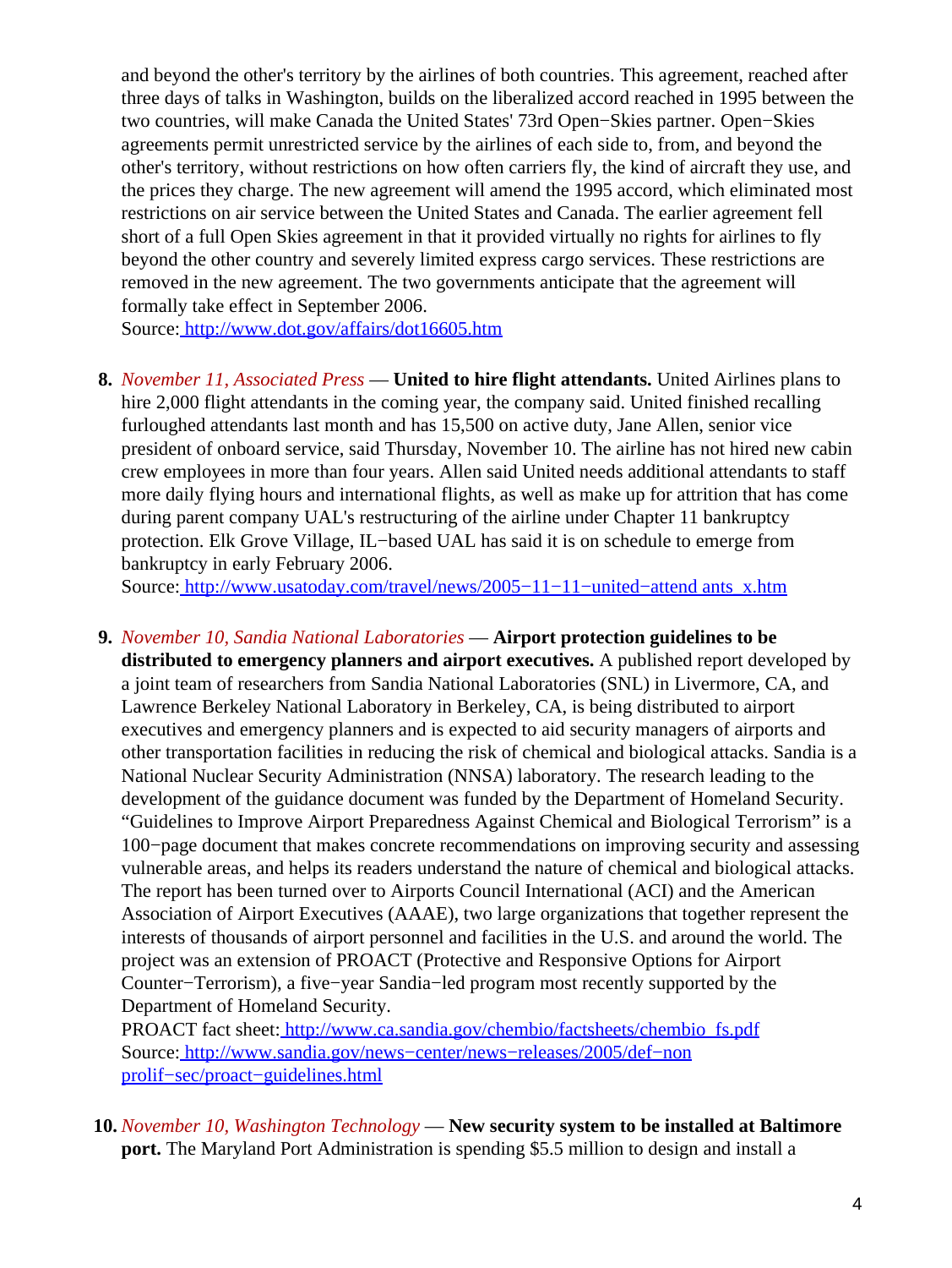and beyond the other's territory by the airlines of both countries. This agreement, reached after three days of talks in Washington, builds on the liberalized accord reached in 1995 between the two countries, will make Canada the United States' 73rd Open−Skies partner. Open−Skies agreements permit unrestricted service by the airlines of each side to, from, and beyond the other's territory, without restrictions on how often carriers fly, the kind of aircraft they use, and the prices they charge. The new agreement will amend the 1995 accord, which eliminated most restrictions on air service between the United States and Canada. The earlier agreement fell short of a full Open Skies agreement in that it provided virtually no rights for airlines to fly beyond the other country and severely limited express cargo services. These restrictions are removed in the new agreement. The two governments anticipate that the agreement will formally take effect in September 2006.
Source: http://www.dot.gov/affairs/dot16605.htm

8. *November 11, Associated Press* — **United to hire flight attendants.** United Airlines plans to hire 2,000 flight attendants in the coming year, the company said. United finished recalling furloughed attendants last month and has 15,500 on active duty, Jane Allen, senior vice president of onboard service, said Thursday, November 10. The airline has not hired new cabin crew employees in more than four years. Allen said United needs additional attendants to staff more daily flying hours and international flights, as well as make up for attrition that has come during parent company UAL's restructuring of the airline under Chapter 11 bankruptcy protection. Elk Grove Village, IL−based UAL has said it is on schedule to emerge from bankruptcy in early February 2006.
Source: http://www.usatoday.com/travel/news/2005−11−11−united−attend ants_x.htm

9. *November 10, Sandia National Laboratories* — **Airport protection guidelines to be distributed to emergency planners and airport executives.** A published report developed by a joint team of researchers from Sandia National Laboratories (SNL) in Livermore, CA, and Lawrence Berkeley National Laboratory in Berkeley, CA, is being distributed to airport executives and emergency planners and is expected to aid security managers of airports and other transportation facilities in reducing the risk of chemical and biological attacks. Sandia is a National Nuclear Security Administration (NNSA) laboratory. The research leading to the development of the guidance document was funded by the Department of Homeland Security. "Guidelines to Improve Airport Preparedness Against Chemical and Biological Terrorism" is a 100−page document that makes concrete recommendations on improving security and assessing vulnerable areas, and helps its readers understand the nature of chemical and biological attacks. The report has been turned over to Airports Council International (ACI) and the American Association of Airport Executives (AAAE), two large organizations that together represent the interests of thousands of airport personnel and facilities in the U.S. and around the world. The project was an extension of PROACT (Protective and Responsive Options for Airport Counter−Terrorism), a five−year Sandia−led program most recently supported by the Department of Homeland Security.
PROACT fact sheet: http://www.ca.sandia.gov/chembio/factsheets/chembio_fs.pdf
Source: http://www.sandia.gov/news−center/news−releases/2005/def−non prolif−sec/proact−guidelines.html

10. *November 10, Washington Technology* — **New security system to be installed at Baltimore port.** The Maryland Port Administration is spending $5.5 million to design and install a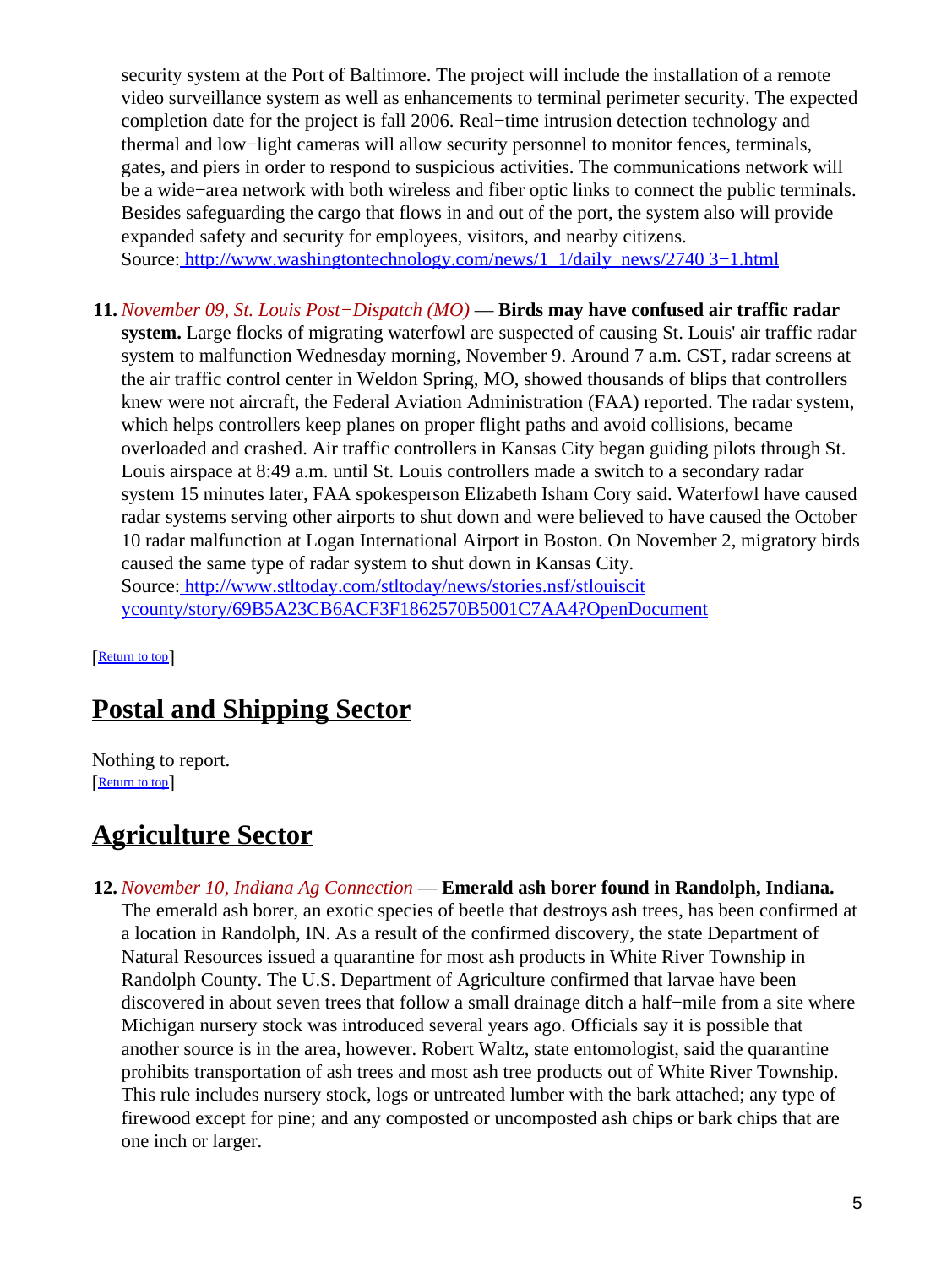security system at the Port of Baltimore. The project will include the installation of a remote video surveillance system as well as enhancements to terminal perimeter security. The expected completion date for the project is fall 2006. Real−time intrusion detection technology and thermal and low−light cameras will allow security personnel to monitor fences, terminals, gates, and piers in order to respond to suspicious activities. The communications network will be a wide−area network with both wireless and fiber optic links to connect the public terminals. Besides safeguarding the cargo that flows in and out of the port, the system also will provide expanded safety and security for employees, visitors, and nearby citizens.
Source: http://www.washingtontechnology.com/news/1_1/daily_news/2740 3−1.html

11. *November 09, St. Louis Post−Dispatch (MO)* — **Birds may have confused air traffic radar system.** Large flocks of migrating waterfowl are suspected of causing St. Louis' air traffic radar system to malfunction Wednesday morning, November 9. Around 7 a.m. CST, radar screens at the air traffic control center in Weldon Spring, MO, showed thousands of blips that controllers knew were not aircraft, the Federal Aviation Administration (FAA) reported. The radar system, which helps controllers keep planes on proper flight paths and avoid collisions, became overloaded and crashed. Air traffic controllers in Kansas City began guiding pilots through St. Louis airspace at 8:49 a.m. until St. Louis controllers made a switch to a secondary radar system 15 minutes later, FAA spokesperson Elizabeth Isham Cory said. Waterfowl have caused radar systems serving other airports to shut down and were believed to have caused the October 10 radar malfunction at Logan International Airport in Boston. On November 2, migratory birds caused the same type of radar system to shut down in Kansas City.
Source: http://www.stltoday.com/stltoday/news/stories.nsf/stlouiscit ycounty/story/69B5A23CB6ACF3F1862570B5001C7AA4?OpenDocument

[Return to top]

## Postal and Shipping Sector

Nothing to report.
[Return to top]

## Agriculture Sector

12. *November 10, Indiana Ag Connection* — **Emerald ash borer found in Randolph, Indiana.** The emerald ash borer, an exotic species of beetle that destroys ash trees, has been confirmed at a location in Randolph, IN. As a result of the confirmed discovery, the state Department of Natural Resources issued a quarantine for most ash products in White River Township in Randolph County. The U.S. Department of Agriculture confirmed that larvae have been discovered in about seven trees that follow a small drainage ditch a half−mile from a site where Michigan nursery stock was introduced several years ago. Officials say it is possible that another source is in the area, however. Robert Waltz, state entomologist, said the quarantine prohibits transportation of ash trees and most ash tree products out of White River Township. This rule includes nursery stock, logs or untreated lumber with the bark attached; any type of firewood except for pine; and any composted or uncomposted ash chips or bark chips that are one inch or larger.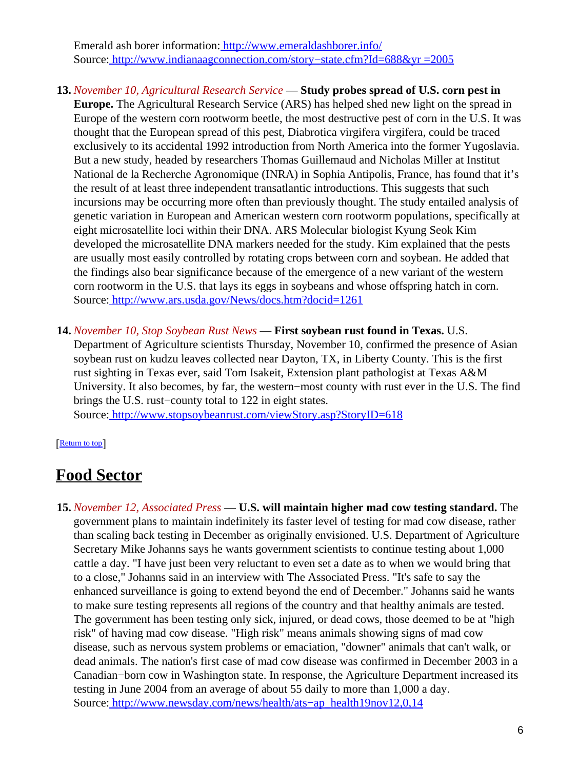Emerald ash borer information: [http://www.emeraldashborer.info/](http://www.emeraldashborer.info/)
Source: [http://www.indianaagconnection.com/story−state.cfm?Id=688&yr =2005](http://www.indianaagconnection.com/story-state.cfm?Id=688&yr=2005)

13. *November 10, Agricultural Research Service* — **Study probes spread of U.S. corn pest in Europe.** The Agricultural Research Service (ARS) has helped shed new light on the spread in Europe of the western corn rootworm beetle, the most destructive pest of corn in the U.S. It was thought that the European spread of this pest, Diabrotica virgifera virgifera, could be traced exclusively to its accidental 1992 introduction from North America into the former Yugoslavia. But a new study, headed by researchers Thomas Guillemaud and Nicholas Miller at Institut National de la Recherche Agronomique (INRA) in Sophia Antipolis, France, has found that it's the result of at least three independent transatlantic introductions. This suggests that such incursions may be occurring more often than previously thought. The study entailed analysis of genetic variation in European and American western corn rootworm populations, specifically at eight microsatellite loci within their DNA. ARS Molecular biologist Kyung Seok Kim developed the microsatellite DNA markers needed for the study. Kim explained that the pests are usually most easily controlled by rotating crops between corn and soybean. He added that the findings also bear significance because of the emergence of a new variant of the western corn rootworm in the U.S. that lays its eggs in soybeans and whose offspring hatch in corn.
Source: [http://www.ars.usda.gov/News/docs.htm?docid=1261](http://www.ars.usda.gov/News/docs.htm?docid=1261)

14. *November 10, Stop Soybean Rust News* — **First soybean rust found in Texas.** U.S. Department of Agriculture scientists Thursday, November 10, confirmed the presence of Asian soybean rust on kudzu leaves collected near Dayton, TX, in Liberty County. This is the first rust sighting in Texas ever, said Tom Isakeit, Extension plant pathologist at Texas A&M University. It also becomes, by far, the western−most county with rust ever in the U.S. The find brings the U.S. rust−county total to 122 in eight states.
Source: [http://www.stopsoybeanrust.com/viewStory.asp?StoryID=618](http://www.stopsoybeanrust.com/viewStory.asp?StoryID=618)

[Return to top]

## Food Sector

15. *November 12, Associated Press* — **U.S. will maintain higher mad cow testing standard.** The government plans to maintain indefinitely its faster level of testing for mad cow disease, rather than scaling back testing in December as originally envisioned. U.S. Department of Agriculture Secretary Mike Johanns says he wants government scientists to continue testing about 1,000 cattle a day. "I have just been very reluctant to even set a date as to when we would bring that to a close," Johanns said in an interview with The Associated Press. "It's safe to say the enhanced surveillance is going to extend beyond the end of December." Johanns said he wants to make sure testing represents all regions of the country and that healthy animals are tested. The government has been testing only sick, injured, or dead cows, those deemed to be at "high risk" of having mad cow disease. "High risk" means animals showing signs of mad cow disease, such as nervous system problems or emaciation, "downer" animals that can't walk, or dead animals. The nation's first case of mad cow disease was confirmed in December 2003 in a Canadian−born cow in Washington state. In response, the Agriculture Department increased its testing in June 2004 from an average of about 55 daily to more than 1,000 a day.
Source: [http://www.newsday.com/news/health/ats−ap_health19nov12,0,14](http://www.newsday.com/news/health/ats-ap_health19nov12,0,14)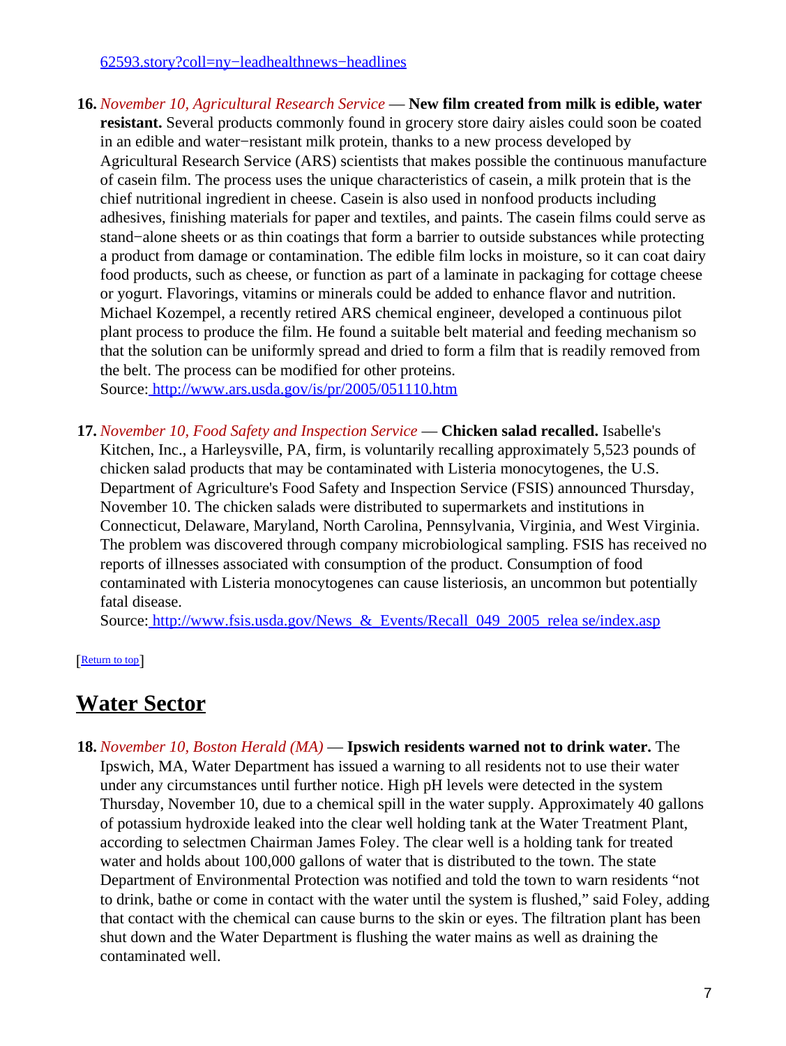62593.story?coll=ny−leadhealthnews−headlines

16. *November 10, Agricultural Research Service* — **New film created from milk is edible, water resistant.** Several products commonly found in grocery store dairy aisles could soon be coated in an edible and water−resistant milk protein, thanks to a new process developed by Agricultural Research Service (ARS) scientists that makes possible the continuous manufacture of casein film. The process uses the unique characteristics of casein, a milk protein that is the chief nutritional ingredient in cheese. Casein is also used in nonfood products including adhesives, finishing materials for paper and textiles, and paints. The casein films could serve as stand−alone sheets or as thin coatings that form a barrier to outside substances while protecting a product from damage or contamination. The edible film locks in moisture, so it can coat dairy food products, such as cheese, or function as part of a laminate in packaging for cottage cheese or yogurt. Flavorings, vitamins or minerals could be added to enhance flavor and nutrition. Michael Kozempel, a recently retired ARS chemical engineer, developed a continuous pilot plant process to produce the film. He found a suitable belt material and feeding mechanism so that the solution can be uniformly spread and dried to form a film that is readily removed from the belt. The process can be modified for other proteins.
Source: http://www.ars.usda.gov/is/pr/2005/051110.htm

17. *November 10, Food Safety and Inspection Service* — **Chicken salad recalled.** Isabelle's Kitchen, Inc., a Harleysville, PA, firm, is voluntarily recalling approximately 5,523 pounds of chicken salad products that may be contaminated with Listeria monocytogenes, the U.S. Department of Agriculture's Food Safety and Inspection Service (FSIS) announced Thursday, November 10. The chicken salads were distributed to supermarkets and institutions in Connecticut, Delaware, Maryland, North Carolina, Pennsylvania, Virginia, and West Virginia. The problem was discovered through company microbiological sampling. FSIS has received no reports of illnesses associated with consumption of the product. Consumption of food contaminated with Listeria monocytogenes can cause listeriosis, an uncommon but potentially fatal disease.
Source: http://www.fsis.usda.gov/News_&_Events/Recall_049_2005_relea se/index.asp

[Return to top]

## Water Sector

18. *November 10, Boston Herald (MA)* — **Ipswich residents warned not to drink water.** The Ipswich, MA, Water Department has issued a warning to all residents not to use their water under any circumstances until further notice. High pH levels were detected in the system Thursday, November 10, due to a chemical spill in the water supply. Approximately 40 gallons of potassium hydroxide leaked into the clear well holding tank at the Water Treatment Plant, according to selectmen Chairman James Foley. The clear well is a holding tank for treated water and holds about 100,000 gallons of water that is distributed to the town. The state Department of Environmental Protection was notified and told the town to warn residents "not to drink, bathe or come in contact with the water until the system is flushed," said Foley, adding that contact with the chemical can cause burns to the skin or eyes. The filtration plant has been shut down and the Water Department is flushing the water mains as well as draining the contaminated well.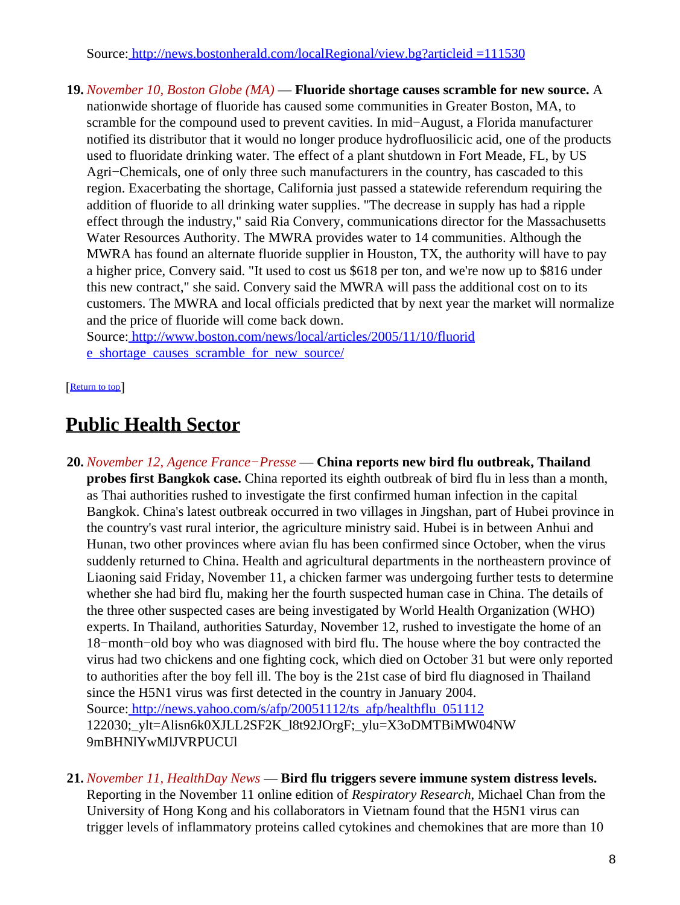Source: [http://news.bostonherald.com/localRegional/view.bg?articleid =111530](http://news.bostonherald.com/localRegional/view.bg?articleid=111530)

19. *November 10, Boston Globe (MA)* — **Fluoride shortage causes scramble for new source.** A nationwide shortage of fluoride has caused some communities in Greater Boston, MA, to scramble for the compound used to prevent cavities. In mid−August, a Florida manufacturer notified its distributor that it would no longer produce hydrofluosilicic acid, one of the products used to fluoridate drinking water. The effect of a plant shutdown in Fort Meade, FL, by US Agri−Chemicals, one of only three such manufacturers in the country, has cascaded to this region. Exacerbating the shortage, California just passed a statewide referendum requiring the addition of fluoride to all drinking water supplies. "The decrease in supply has had a ripple effect through the industry," said Ria Convery, communications director for the Massachusetts Water Resources Authority. The MWRA provides water to 14 communities. Although the MWRA has found an alternate fluoride supplier in Houston, TX, the authority will have to pay a higher price, Convery said. "It used to cost us $618 per ton, and we're now up to $816 under this new contract," she said. Convery said the MWRA will pass the additional cost on to its customers. The MWRA and local officials predicted that by next year the market will normalize and the price of fluoride will come back down.
Source: [http://www.boston.com/news/local/articles/2005/11/10/fluoride_shortage_causes_scramble_for_new_source/](http://www.boston.com/news/local/articles/2005/11/10/fluoride_shortage_causes_scramble_for_new_source/)

[Return to top]

## Public Health Sector

20. *November 12, Agence France−Presse* — **China reports new bird flu outbreak, Thailand probes first Bangkok case.** China reported its eighth outbreak of bird flu in less than a month, as Thai authorities rushed to investigate the first confirmed human infection in the capital Bangkok. China's latest outbreak occurred in two villages in Jingshan, part of Hubei province in the country's vast rural interior, the agriculture ministry said. Hubei is in between Anhui and Hunan, two other provinces where avian flu has been confirmed since October, when the virus suddenly returned to China. Health and agricultural departments in the northeastern province of Liaoning said Friday, November 11, a chicken farmer was undergoing further tests to determine whether she had bird flu, making her the fourth suspected human case in China. The details of the three other suspected cases are being investigated by World Health Organization (WHO) experts. In Thailand, authorities Saturday, November 12, rushed to investigate the home of an 18−month−old boy who was diagnosed with bird flu. The house where the boy contracted the virus had two chickens and one fighting cock, which died on October 31 but were only reported to authorities after the boy fell ill. The boy is the 21st case of bird flu diagnosed in Thailand since the H5N1 virus was first detected in the country in January 2004.
Source: [http://news.yahoo.com/s/afp/20051112/ts_afp/healthflu_051112](http://news.yahoo.com/s/afp/20051112/ts_afp/healthflu_051112) 122030;_ylt=Alisn6k0XJLL2SF2K_l8t92JOrgF;_ylu=X3oDMTBiMW04NW 9mBHNlYwMlJVRPUCUl

21. *November 11, HealthDay News* — **Bird flu triggers severe immune system distress levels.** Reporting in the November 11 online edition of *Respiratory Research*, Michael Chan from the University of Hong Kong and his collaborators in Vietnam found that the H5N1 virus can trigger levels of inflammatory proteins called cytokines and chemokines that are more than 10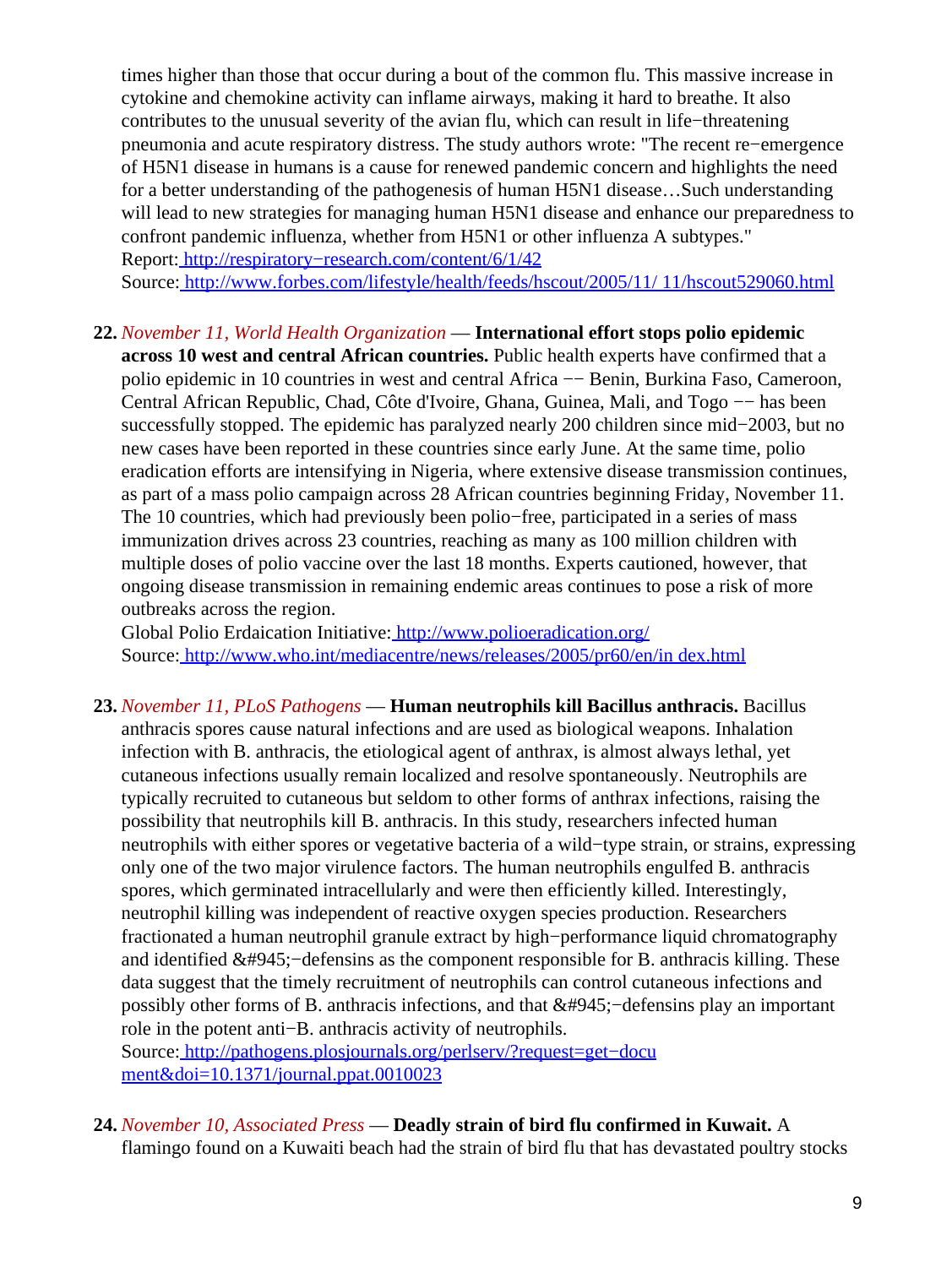times higher than those that occur during a bout of the common flu. This massive increase in cytokine and chemokine activity can inflame airways, making it hard to breathe. It also contributes to the unusual severity of the avian flu, which can result in life−threatening pneumonia and acute respiratory distress. The study authors wrote: "The recent re−emergence of H5N1 disease in humans is a cause for renewed pandemic concern and highlights the need for a better understanding of the pathogenesis of human H5N1 disease…Such understanding will lead to new strategies for managing human H5N1 disease and enhance our preparedness to confront pandemic influenza, whether from H5N1 or other influenza A subtypes."
Report: http://respiratory−research.com/content/6/1/42
Source: http://www.forbes.com/lifestyle/health/feeds/hscout/2005/11/ 11/hscout529060.html

22. *November 11, World Health Organization* — **International effort stops polio epidemic across 10 west and central African countries.** Public health experts have confirmed that a polio epidemic in 10 countries in west and central Africa −− Benin, Burkina Faso, Cameroon, Central African Republic, Chad, Côte d'Ivoire, Ghana, Guinea, Mali, and Togo −− has been successfully stopped. The epidemic has paralyzed nearly 200 children since mid−2003, but no new cases have been reported in these countries since early June. At the same time, polio eradication efforts are intensifying in Nigeria, where extensive disease transmission continues, as part of a mass polio campaign across 28 African countries beginning Friday, November 11. The 10 countries, which had previously been polio−free, participated in a series of mass immunization drives across 23 countries, reaching as many as 100 million children with multiple doses of polio vaccine over the last 18 months. Experts cautioned, however, that ongoing disease transmission in remaining endemic areas continues to pose a risk of more outbreaks across the region.
Global Polio Erdaication Initiative: http://www.polioeradication.org/
Source: http://www.who.int/mediacentre/news/releases/2005/pr60/en/in dex.html

23. *November 11, PLoS Pathogens* — **Human neutrophils kill Bacillus anthracis.** Bacillus anthracis spores cause natural infections and are used as biological weapons. Inhalation infection with B. anthracis, the etiological agent of anthrax, is almost always lethal, yet cutaneous infections usually remain localized and resolve spontaneously. Neutrophils are typically recruited to cutaneous but seldom to other forms of anthrax infections, raising the possibility that neutrophils kill B. anthracis. In this study, researchers infected human neutrophils with either spores or vegetative bacteria of a wild−type strain, or strains, expressing only one of the two major virulence factors. The human neutrophils engulfed B. anthracis spores, which germinated intracellularly and were then efficiently killed. Interestingly, neutrophil killing was independent of reactive oxygen species production. Researchers fractionated a human neutrophil granule extract by high−performance liquid chromatography and identified &#945;−defensins as the component responsible for B. anthracis killing. These data suggest that the timely recruitment of neutrophils can control cutaneous infections and possibly other forms of B. anthracis infections, and that &#945;−defensins play an important role in the potent anti−B. anthracis activity of neutrophils.
Source: http://pathogens.plosjournals.org/perlserv/?request=get−docu ment&doi=10.1371/journal.ppat.0010023

24. *November 10, Associated Press* — **Deadly strain of bird flu confirmed in Kuwait.** A flamingo found on a Kuwaiti beach had the strain of bird flu that has devastated poultry stocks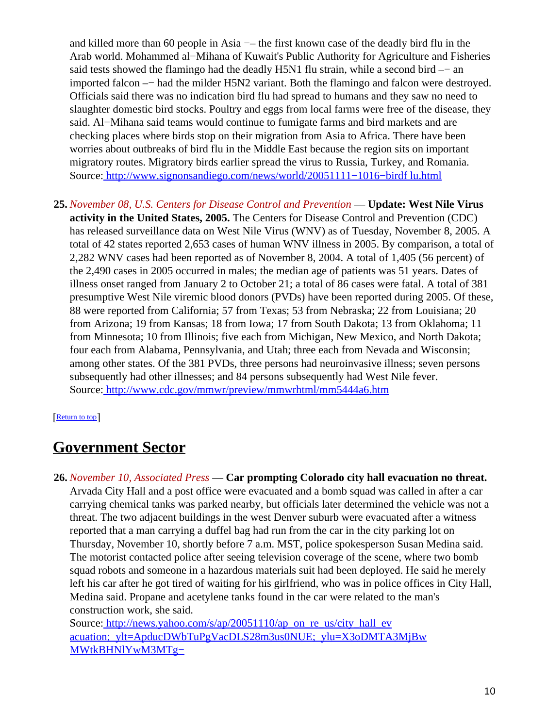and killed more than 60 people in Asia −– the first known case of the deadly bird flu in the Arab world. Mohammed al−Mihana of Kuwait's Public Authority for Agriculture and Fisheries said tests showed the flamingo had the deadly H5N1 flu strain, while a second bird –− an imported falcon –− had the milder H5N2 variant. Both the flamingo and falcon were destroyed. Officials said there was no indication bird flu had spread to humans and they saw no need to slaughter domestic bird stocks. Poultry and eggs from local farms were free of the disease, they said. Al−Mihana said teams would continue to fumigate farms and bird markets and are checking places where birds stop on their migration from Asia to Africa. There have been worries about outbreaks of bird flu in the Middle East because the region sits on important migratory routes. Migratory birds earlier spread the virus to Russia, Turkey, and Romania.
Source: http://www.signonsandiego.com/news/world/20051111−1016−birdf lu.html

**25.** *November 08, U.S. Centers for Disease Control and Prevention* — **Update: West Nile Virus activity in the United States, 2005.** The Centers for Disease Control and Prevention (CDC) has released surveillance data on West Nile Virus (WNV) as of Tuesday, November 8, 2005. A total of 42 states reported 2,653 cases of human WNV illness in 2005. By comparison, a total of 2,282 WNV cases had been reported as of November 8, 2004. A total of 1,405 (56 percent) of the 2,490 cases in 2005 occurred in males; the median age of patients was 51 years. Dates of illness onset ranged from January 2 to October 21; a total of 86 cases were fatal. A total of 381 presumptive West Nile viremic blood donors (PVDs) have been reported during 2005. Of these, 88 were reported from California; 57 from Texas; 53 from Nebraska; 22 from Louisiana; 20 from Arizona; 19 from Kansas; 18 from Iowa; 17 from South Dakota; 13 from Oklahoma; 11 from Minnesota; 10 from Illinois; five each from Michigan, New Mexico, and North Dakota; four each from Alabama, Pennsylvania, and Utah; three each from Nevada and Wisconsin; among other states. Of the 381 PVDs, three persons had neuroinvasive illness; seven persons subsequently had other illnesses; and 84 persons subsequently had West Nile fever.
Source: http://www.cdc.gov/mmwr/preview/mmwrhtml/mm5444a6.htm

[Return to top]

## Government Sector

**26.** *November 10, Associated Press* — **Car prompting Colorado city hall evacuation no threat.** Arvada City Hall and a post office were evacuated and a bomb squad was called in after a car carrying chemical tanks was parked nearby, but officials later determined the vehicle was not a threat. The two adjacent buildings in the west Denver suburb were evacuated after a witness reported that a man carrying a duffel bag had run from the car in the city parking lot on Thursday, November 10, shortly before 7 a.m. MST, police spokesperson Susan Medina said. The motorist contacted police after seeing television coverage of the scene, where two bomb squad robots and someone in a hazardous materials suit had been deployed. He said he merely left his car after he got tired of waiting for his girlfriend, who was in police offices in City Hall, Medina said. Propane and acetylene tanks found in the car were related to the man's construction work, she said.
Source: http://news.yahoo.com/s/ap/20051110/ap_on_re_us/city_hall_ev acuation;_ylt=ApducDWbTuPgVacDLS28m3us0NUE;_ylu=X3oDMTA3MjBw MWtkBHNlYwM3MTg−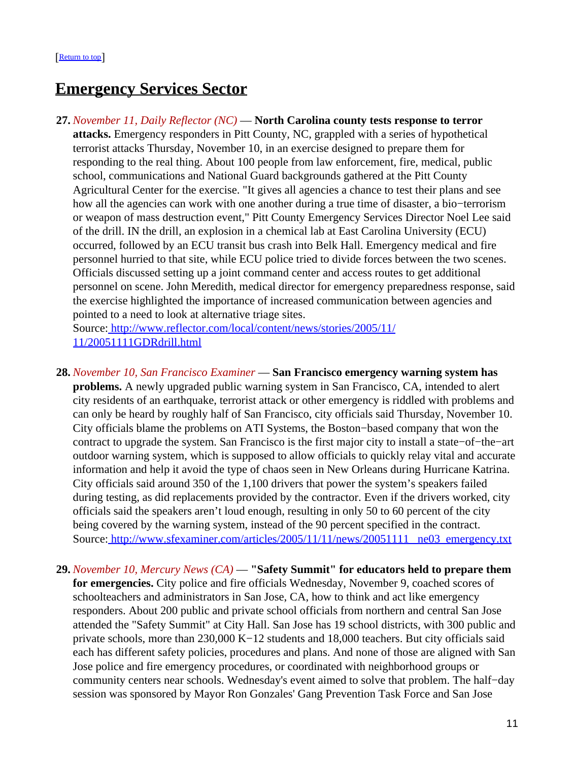[Return to top]

## Emergency Services Sector

**27.** *November 11, Daily Reflector (NC)* — **North Carolina county tests response to terror attacks.** Emergency responders in Pitt County, NC, grappled with a series of hypothetical terrorist attacks Thursday, November 10, in an exercise designed to prepare them for responding to the real thing. About 100 people from law enforcement, fire, medical, public school, communications and National Guard backgrounds gathered at the Pitt County Agricultural Center for the exercise. "It gives all agencies a chance to test their plans and see how all the agencies can work with one another during a true time of disaster, a bio−terrorism or weapon of mass destruction event," Pitt County Emergency Services Director Noel Lee said of the drill. IN the drill, an explosion in a chemical lab at East Carolina University (ECU) occurred, followed by an ECU transit bus crash into Belk Hall. Emergency medical and fire personnel hurried to that site, while ECU police tried to divide forces between the two scenes. Officials discussed setting up a joint command center and access routes to get additional personnel on scene. John Meredith, medical director for emergency preparedness response, said the exercise highlighted the importance of increased communication between agencies and pointed to a need to look at alternative triage sites.
Source: http://www.reflector.com/local/content/news/stories/2005/11/11/20051111GDRdrill.html

**28.** *November 10, San Francisco Examiner* — **San Francisco emergency warning system has problems.** A newly upgraded public warning system in San Francisco, CA, intended to alert city residents of an earthquake, terrorist attack or other emergency is riddled with problems and can only be heard by roughly half of San Francisco, city officials said Thursday, November 10. City officials blame the problems on ATI Systems, the Boston−based company that won the contract to upgrade the system. San Francisco is the first major city to install a state−of−the−art outdoor warning system, which is supposed to allow officials to quickly relay vital and accurate information and help it avoid the type of chaos seen in New Orleans during Hurricane Katrina. City officials said around 350 of the 1,100 drivers that power the system's speakers failed during testing, as did replacements provided by the contractor. Even if the drivers worked, city officials said the speakers aren't loud enough, resulting in only 50 to 60 percent of the city being covered by the warning system, instead of the 90 percent specified in the contract.
Source: http://www.sfexaminer.com/articles/2005/11/11/news/20051111_ne03_emergency.txt

**29.** *November 10, Mercury News (CA)* — **"Safety Summit" for educators held to prepare them for emergencies.** City police and fire officials Wednesday, November 9, coached scores of schoolteachers and administrators in San Jose, CA, how to think and act like emergency responders. About 200 public and private school officials from northern and central San Jose attended the "Safety Summit" at City Hall. San Jose has 19 school districts, with 300 public and private schools, more than 230,000 K−12 students and 18,000 teachers. But city officials said each has different safety policies, procedures and plans. And none of those are aligned with San Jose police and fire emergency procedures, or coordinated with neighborhood groups or community centers near schools. Wednesday's event aimed to solve that problem. The half−day session was sponsored by Mayor Ron Gonzales' Gang Prevention Task Force and San Jose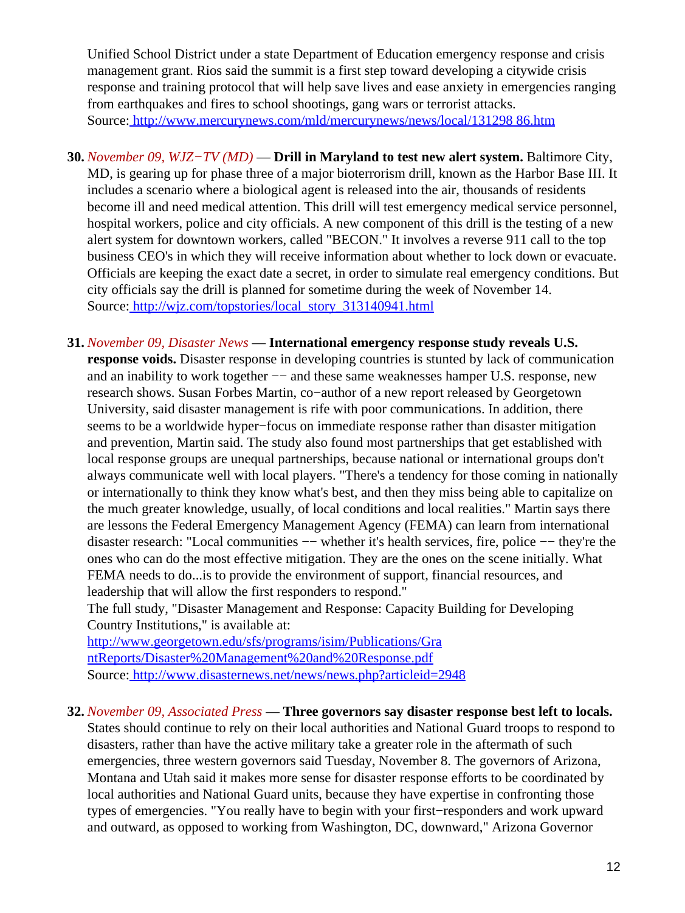Unified School District under a state Department of Education emergency response and crisis management grant. Rios said the summit is a first step toward developing a citywide crisis response and training protocol that will help save lives and ease anxiety in emergencies ranging from earthquakes and fires to school shootings, gang wars or terrorist attacks.
Source: [http://www.mercurynews.com/mld/mercurynews/news/local/131298 86.htm](http://www.mercurynews.com/mld/mercurynews/news/local/13129886.htm)

30. *November 09, WJZ−TV (MD)* — **Drill in Maryland to test new alert system.** Baltimore City, MD, is gearing up for phase three of a major bioterrorism drill, known as the Harbor Base III. It includes a scenario where a biological agent is released into the air, thousands of residents become ill and need medical attention. This drill will test emergency medical service personnel, hospital workers, police and city officials. A new component of this drill is the testing of a new alert system for downtown workers, called "BECON." It involves a reverse 911 call to the top business CEO's in which they will receive information about whether to lock down or evacuate. Officials are keeping the exact date a secret, in order to simulate real emergency conditions. But city officials say the drill is planned for sometime during the week of November 14.
Source: [http://wjz.com/topstories/local_story_313140941.html](http://wjz.com/topstories/local_story_313140941.html)

31. *November 09, Disaster News* — **International emergency response study reveals U.S. response voids.** Disaster response in developing countries is stunted by lack of communication and an inability to work together −− and these same weaknesses hamper U.S. response, new research shows. Susan Forbes Martin, co−author of a new report released by Georgetown University, said disaster management is rife with poor communications. In addition, there seems to be a worldwide hyper−focus on immediate response rather than disaster mitigation and prevention, Martin said. The study also found most partnerships that get established with local response groups are unequal partnerships, because national or international groups don't always communicate well with local players. "There's a tendency for those coming in nationally or internationally to think they know what's best, and then they miss being able to capitalize on the much greater knowledge, usually, of local conditions and local realities." Martin says there are lessons the Federal Emergency Management Agency (FEMA) can learn from international disaster research: "Local communities −− whether it's health services, fire, police −− they're the ones who can do the most effective mitigation. They are the ones on the scene initially. What FEMA needs to do...is to provide the environment of support, financial resources, and leadership that will allow the first responders to respond."
The full study, "Disaster Management and Response: Capacity Building for Developing Country Institutions," is available at:
[http://www.georgetown.edu/sfs/programs/isim/Publications/GrantReports/Disaster%20Management%20and%20Response.pdf](http://www.georgetown.edu/sfs/programs/isim/Publications/GrantReports/Disaster%20Management%20and%20Response.pdf)
Source: [http://www.disasternews.net/news/news.php?articleid=2948](http://www.disasternews.net/news/news.php?articleid=2948)

32. *November 09, Associated Press* — **Three governors say disaster response best left to locals.** States should continue to rely on their local authorities and National Guard troops to respond to disasters, rather than have the active military take a greater role in the aftermath of such emergencies, three western governors said Tuesday, November 8. The governors of Arizona, Montana and Utah said it makes more sense for disaster response efforts to be coordinated by local authorities and National Guard units, because they have expertise in confronting those types of emergencies. "You really have to begin with your first−responders and work upward and outward, as opposed to working from Washington, DC, downward," Arizona Governor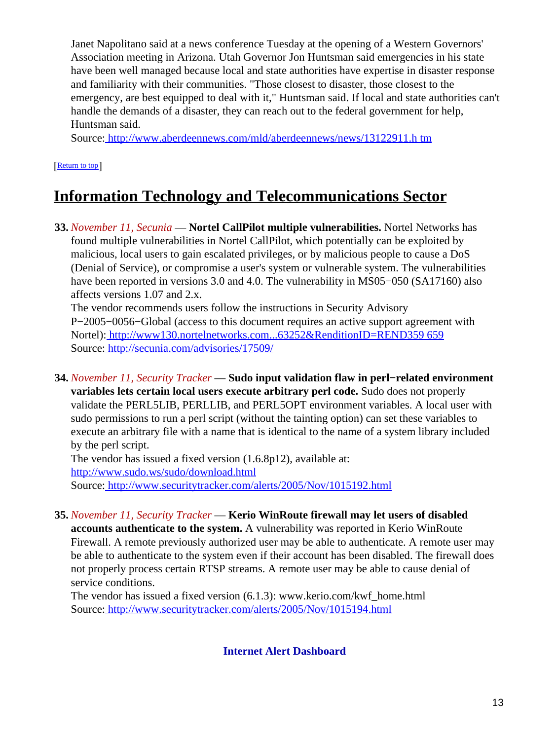Janet Napolitano said at a news conference Tuesday at the opening of a Western Governors' Association meeting in Arizona. Utah Governor Jon Huntsman said emergencies in his state have been well managed because local and state authorities have expertise in disaster response and familiarity with their communities. "Those closest to disaster, those closest to the emergency, are best equipped to deal with it," Huntsman said. If local and state authorities can't handle the demands of a disaster, they can reach out to the federal government for help, Huntsman said.
Source: http://www.aberdeennews.com/mld/aberdeennews/news/13122911.h tm

[Return to top]

## Information Technology and Telecommunications Sector

**33.** *November 11, Secunia* — **Nortel CallPilot multiple vulnerabilities.** Nortel Networks has found multiple vulnerabilities in Nortel CallPilot, which potentially can be exploited by malicious, local users to gain escalated privileges, or by malicious people to cause a DoS (Denial of Service), or compromise a user's system or vulnerable system. The vulnerabilities have been reported in versions 3.0 and 4.0. The vulnerability in MS05−050 (SA17160) also affects versions 1.07 and 2.x.
The vendor recommends users follow the instructions in Security Advisory P−2005−0056−Global (access to this document requires an active support agreement with Nortel): http://www130.nortelnetworks.com...63252&RenditionID=REND359 659
Source: http://secunia.com/advisories/17509/

**34.** *November 11, Security Tracker* — **Sudo input validation flaw in perl−related environment variables lets certain local users execute arbitrary perl code.** Sudo does not properly validate the PERL5LIB, PERLLIB, and PERL5OPT environment variables. A local user with sudo permissions to run a perl script (without the tainting option) can set these variables to execute an arbitrary file with a name that is identical to the name of a system library included by the perl script.
The vendor has issued a fixed version (1.6.8p12), available at: http://www.sudo.ws/sudo/download.html
Source: http://www.securitytracker.com/alerts/2005/Nov/1015192.html

**35.** *November 11, Security Tracker* — **Kerio WinRoute firewall may let users of disabled accounts authenticate to the system.** A vulnerability was reported in Kerio WinRoute Firewall. A remote previously authorized user may be able to authenticate. A remote user may be able to authenticate to the system even if their account has been disabled. The firewall does not properly process certain RTSP streams. A remote user may be able to cause denial of service conditions.
The vendor has issued a fixed version (6.1.3): www.kerio.com/kwf_home.html
Source: http://www.securitytracker.com/alerts/2005/Nov/1015194.html

**Internet Alert Dashboard**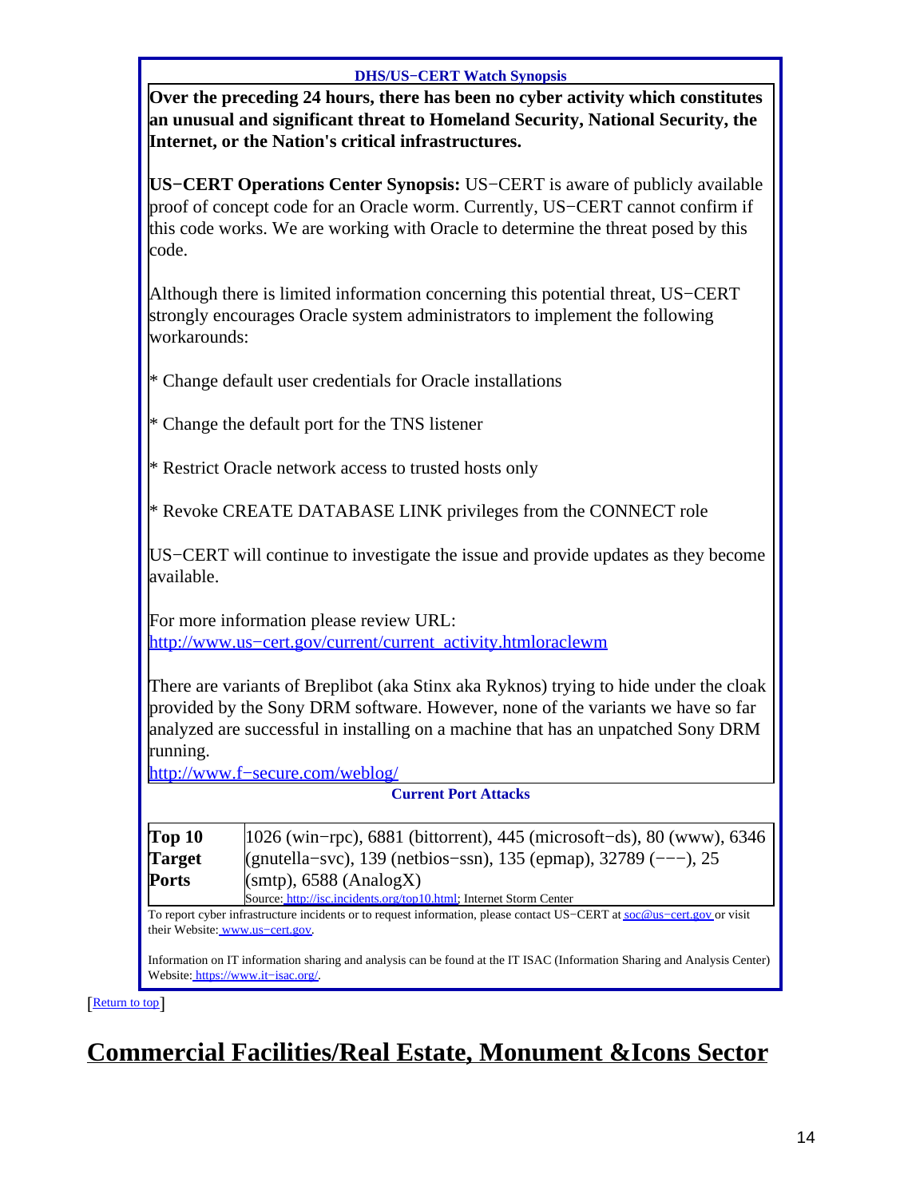**DHS/US−CERT Watch Synopsis**

**Over the preceding 24 hours, there has been no cyber activity which constitutes an unusual and significant threat to Homeland Security, National Security, the Internet, or the Nation's critical infrastructures.**

**US−CERT Operations Center Synopsis:** US−CERT is aware of publicly available proof of concept code for an Oracle worm. Currently, US−CERT cannot confirm if this code works. We are working with Oracle to determine the threat posed by this code.

Although there is limited information concerning this potential threat, US−CERT strongly encourages Oracle system administrators to implement the following workarounds:

* Change default user credentials for Oracle installations

* Change the default port for the TNS listener

* Restrict Oracle network access to trusted hosts only

* Revoke CREATE DATABASE LINK privileges from the CONNECT role

US−CERT will continue to investigate the issue and provide updates as they become available.

For more information please review URL:
http://www.us−cert.gov/current/current_activity.htmloraclewm

There are variants of Breplibot (aka Stinx aka Ryknos) trying to hide under the cloak provided by the Sony DRM software. However, none of the variants we have so far analyzed are successful in installing on a machine that has an unpatched Sony DRM running.
http://www.f−secure.com/weblog/

**Current Port Attacks**

| | |
|---|---|
| **Top 10 Target Ports** | 1026 (win−rpc), 6881 (bittorrent), 445 (microsoft−ds), 80 (www), 6346 (gnutella−svc), 139 (netbios−ssn), 135 (epmap), 32789 (−−−), 25 (smtp), 6588 (AnalogX)<br>Source: http://isc.incidents.org/top10.html; Internet Storm Center |

To report cyber infrastructure incidents or to request information, please contact US−CERT at soc@us−cert.gov or visit their Website: www.us−cert.gov.

Information on IT information sharing and analysis can be found at the IT ISAC (Information Sharing and Analysis Center) Website: https://www.it−isac.org/.

[Return to top]

# Commercial Facilities/Real Estate, Monument &Icons Sector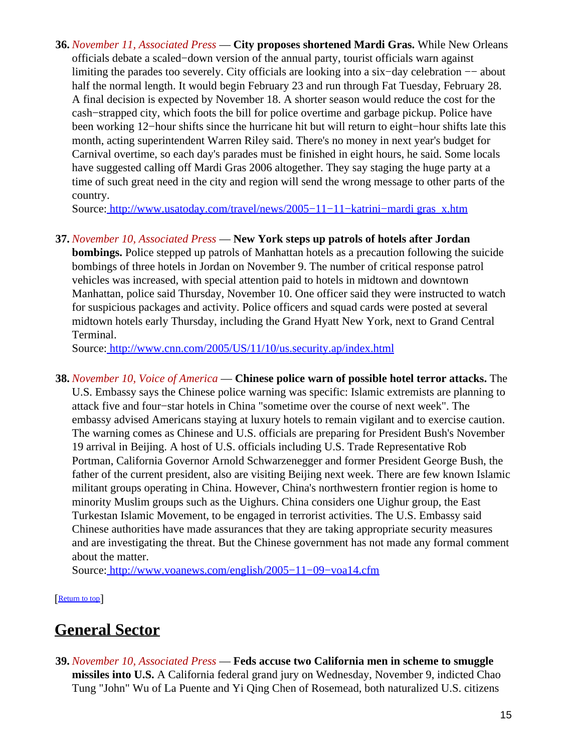**36.** *November 11, Associated Press* — **City proposes shortened Mardi Gras.** While New Orleans officials debate a scaled−down version of the annual party, tourist officials warn against limiting the parades too severely. City officials are looking into a six−day celebration −− about half the normal length. It would begin February 23 and run through Fat Tuesday, February 28. A final decision is expected by November 18. A shorter season would reduce the cost for the cash−strapped city, which foots the bill for police overtime and garbage pickup. Police have been working 12−hour shifts since the hurricane hit but will return to eight−hour shifts late this month, acting superintendent Warren Riley said. There's no money in next year's budget for Carnival overtime, so each day's parades must be finished in eight hours, he said. Some locals have suggested calling off Mardi Gras 2006 altogether. They say staging the huge party at a time of such great need in the city and region will send the wrong message to other parts of the country.
Source: http://www.usatoday.com/travel/news/2005−11−11−katrini−mardi gras_x.htm

**37.** *November 10, Associated Press* — **New York steps up patrols of hotels after Jordan bombings.** Police stepped up patrols of Manhattan hotels as a precaution following the suicide bombings of three hotels in Jordan on November 9. The number of critical response patrol vehicles was increased, with special attention paid to hotels in midtown and downtown Manhattan, police said Thursday, November 10. One officer said they were instructed to watch for suspicious packages and activity. Police officers and squad cards were posted at several midtown hotels early Thursday, including the Grand Hyatt New York, next to Grand Central Terminal.
Source: http://www.cnn.com/2005/US/11/10/us.security.ap/index.html

**38.** *November 10, Voice of America* — **Chinese police warn of possible hotel terror attacks.** The U.S. Embassy says the Chinese police warning was specific: Islamic extremists are planning to attack five and four−star hotels in China "sometime over the course of next week". The embassy advised Americans staying at luxury hotels to remain vigilant and to exercise caution. The warning comes as Chinese and U.S. officials are preparing for President Bush's November 19 arrival in Beijing. A host of U.S. officials including U.S. Trade Representative Rob Portman, California Governor Arnold Schwarzenegger and former President George Bush, the father of the current president, also are visiting Beijing next week. There are few known Islamic militant groups operating in China. However, China's northwestern frontier region is home to minority Muslim groups such as the Uighurs. China considers one Uighur group, the East Turkestan Islamic Movement, to be engaged in terrorist activities. The U.S. Embassy said Chinese authorities have made assurances that they are taking appropriate security measures and are investigating the threat. But the Chinese government has not made any formal comment about the matter.
Source: http://www.voanews.com/english/2005−11−09−voa14.cfm

[Return to top]

## General Sector

**39.** *November 10, Associated Press* — **Feds accuse two California men in scheme to smuggle missiles into U.S.** A California federal grand jury on Wednesday, November 9, indicted Chao Tung "John" Wu of La Puente and Yi Qing Chen of Rosemead, both naturalized U.S. citizens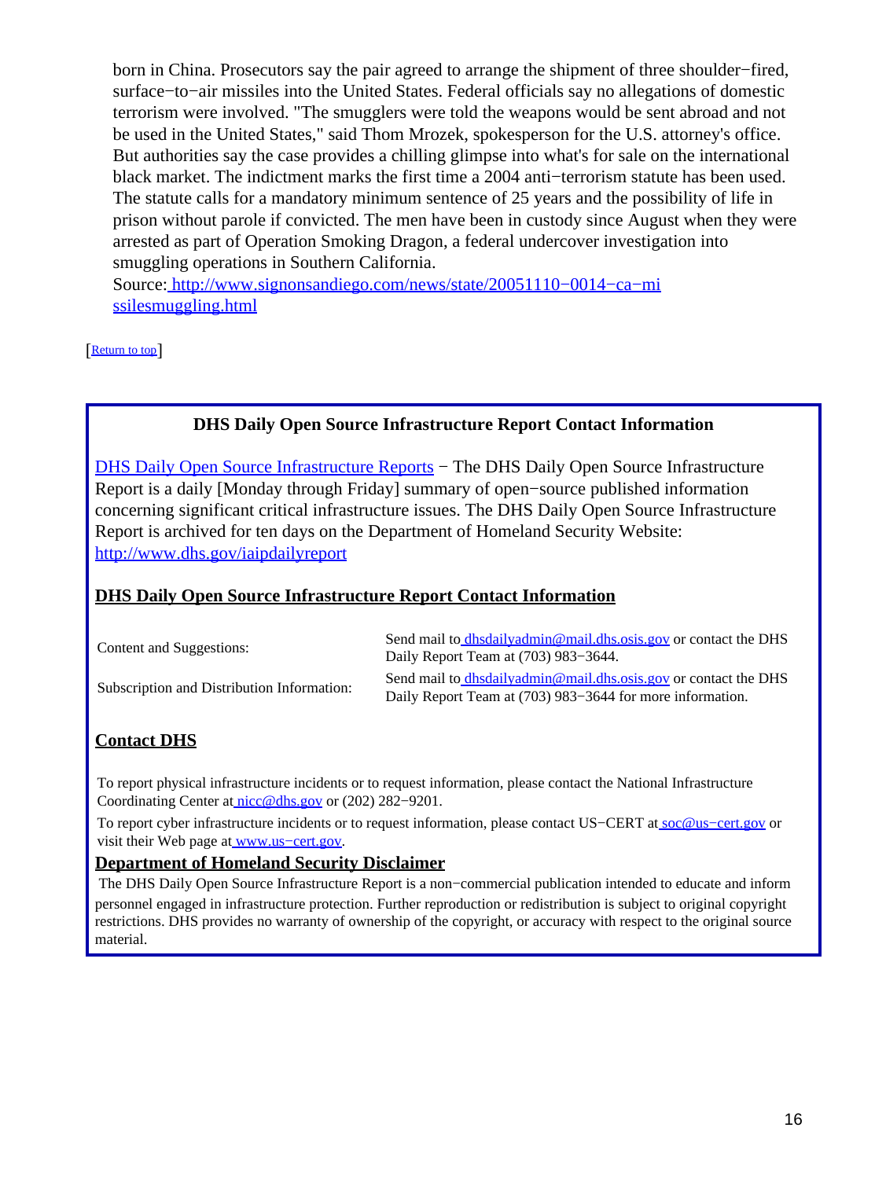born in China. Prosecutors say the pair agreed to arrange the shipment of three shoulder−fired, surface−to−air missiles into the United States. Federal officials say no allegations of domestic terrorism were involved. "The smugglers were told the weapons would be sent abroad and not be used in the United States," said Thom Mrozek, spokesperson for the U.S. attorney's office. But authorities say the case provides a chilling glimpse into what's for sale on the international black market. The indictment marks the first time a 2004 anti−terrorism statute has been used. The statute calls for a mandatory minimum sentence of 25 years and the possibility of life in prison without parole if convicted. The men have been in custody since August when they were arrested as part of Operation Smoking Dragon, a federal undercover investigation into smuggling operations in Southern California.

Source: http://www.signonsandiego.com/news/state/20051110−0014−ca−missilesmuggling.html

[Return to top]

**DHS Daily Open Source Infrastructure Report Contact Information**

DHS Daily Open Source Infrastructure Reports − The DHS Daily Open Source Infrastructure Report is a daily [Monday through Friday] summary of open−source published information concerning significant critical infrastructure issues. The DHS Daily Open Source Infrastructure Report is archived for ten days on the Department of Homeland Security Website: http://www.dhs.gov/iaipdailyreport

## DHS Daily Open Source Infrastructure Report Contact Information

| | |
|---|---|
| Content and Suggestions: | Send mail to dhsdailyadmin@mail.dhs.osis.gov or contact the DHS Daily Report Team at (703) 983−3644. |
| Subscription and Distribution Information: | Send mail to dhsdailyadmin@mail.dhs.osis.gov or contact the DHS Daily Report Team at (703) 983−3644 for more information. |

## Contact DHS

To report physical infrastructure incidents or to request information, please contact the National Infrastructure Coordinating Center at nicc@dhs.gov or (202) 282−9201.

To report cyber infrastructure incidents or to request information, please contact US−CERT at soc@us−cert.gov or visit their Web page at www.us−cert.gov.

## Department of Homeland Security Disclaimer

The DHS Daily Open Source Infrastructure Report is a non−commercial publication intended to educate and inform personnel engaged in infrastructure protection. Further reproduction or redistribution is subject to original copyright restrictions. DHS provides no warranty of ownership of the copyright, or accuracy with respect to the original source material.